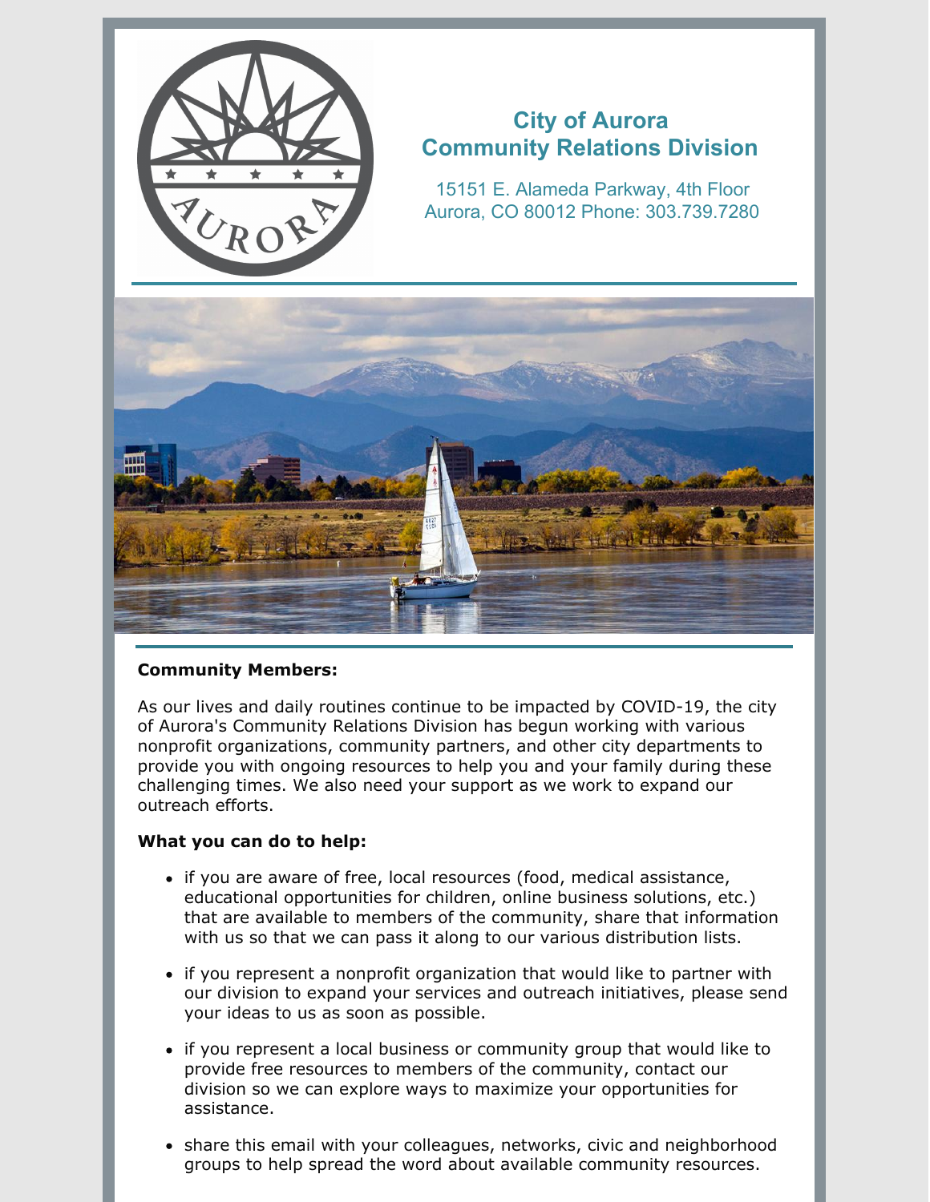# City of Aurora Community Relations Division

15151 E. Alameda Parkway, 4th Floor
Aurora, CO 80012 Phone: 303.739.7280

**Community Members:**

As our lives and daily routines continue to be impacted by COVID-19, the city of Aurora's Community Relations Division has begun working with various nonprofit organizations, community partners, and other city departments to provide you with ongoing resources to help you and your family during these challenging times. We also need your support as we work to expand our outreach efforts.

**What you can do to help:**

- if you are aware of free, local resources (food, medical assistance, educational opportunities for children, online business solutions, etc.) that are available to members of the community, share that information with us so that we can pass it along to our various distribution lists.
- if you represent a nonprofit organization that would like to partner with our division to expand your services and outreach initiatives, please send your ideas to us as soon as possible.
- if you represent a local business or community group that would like to provide free resources to members of the community, contact our division so we can explore ways to maximize your opportunities for assistance.
- share this email with your colleagues, networks, civic and neighborhood groups to help spread the word about available community resources.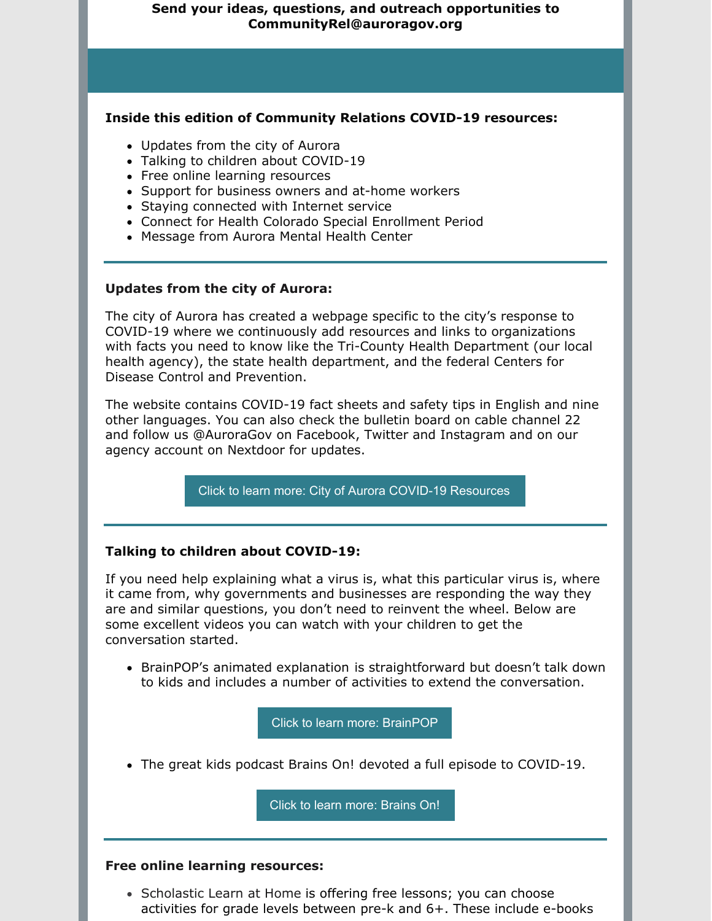**Send your ideas, questions, and outreach opportunities to CommunityRel@auroragov.org**

**Inside this edition of Community Relations COVID-19 resources:**

- Updates from the city of Aurora
- Talking to children about COVID-19
- Free online learning resources
- Support for business owners and at-home workers
- Staying connected with Internet service
- Connect for Health Colorado Special Enrollment Period
- Message from Aurora Mental Health Center

---

**Updates from the city of Aurora:**

The city of Aurora has created a webpage specific to the city's response to COVID-19 where we continuously add resources and links to organizations with facts you need to know like the Tri-County Health Department (our local health agency), the state health department, and the federal Centers for Disease Control and Prevention.

The website contains COVID-19 fact sheets and safety tips in English and nine other languages. You can also check the bulletin board on cable channel 22 and follow us @AuroraGov on Facebook, Twitter and Instagram and on our agency account on Nextdoor for updates.

Click to learn more: City of Aurora COVID-19 Resources

---

**Talking to children about COVID-19:**

If you need help explaining what a virus is, what this particular virus is, where it came from, why governments and businesses are responding the way they are and similar questions, you don't need to reinvent the wheel. Below are some excellent videos you can watch with your children to get the conversation started.

- BrainPOP's animated explanation is straightforward but doesn't talk down to kids and includes a number of activities to extend the conversation.

Click to learn more: BrainPOP

- The great kids podcast Brains On! devoted a full episode to COVID-19.

Click to learn more: Brains On!

---

**Free online learning resources:**

- Scholastic Learn at Home is offering free lessons; you can choose activities for grade levels between pre-k and 6+. These include e-books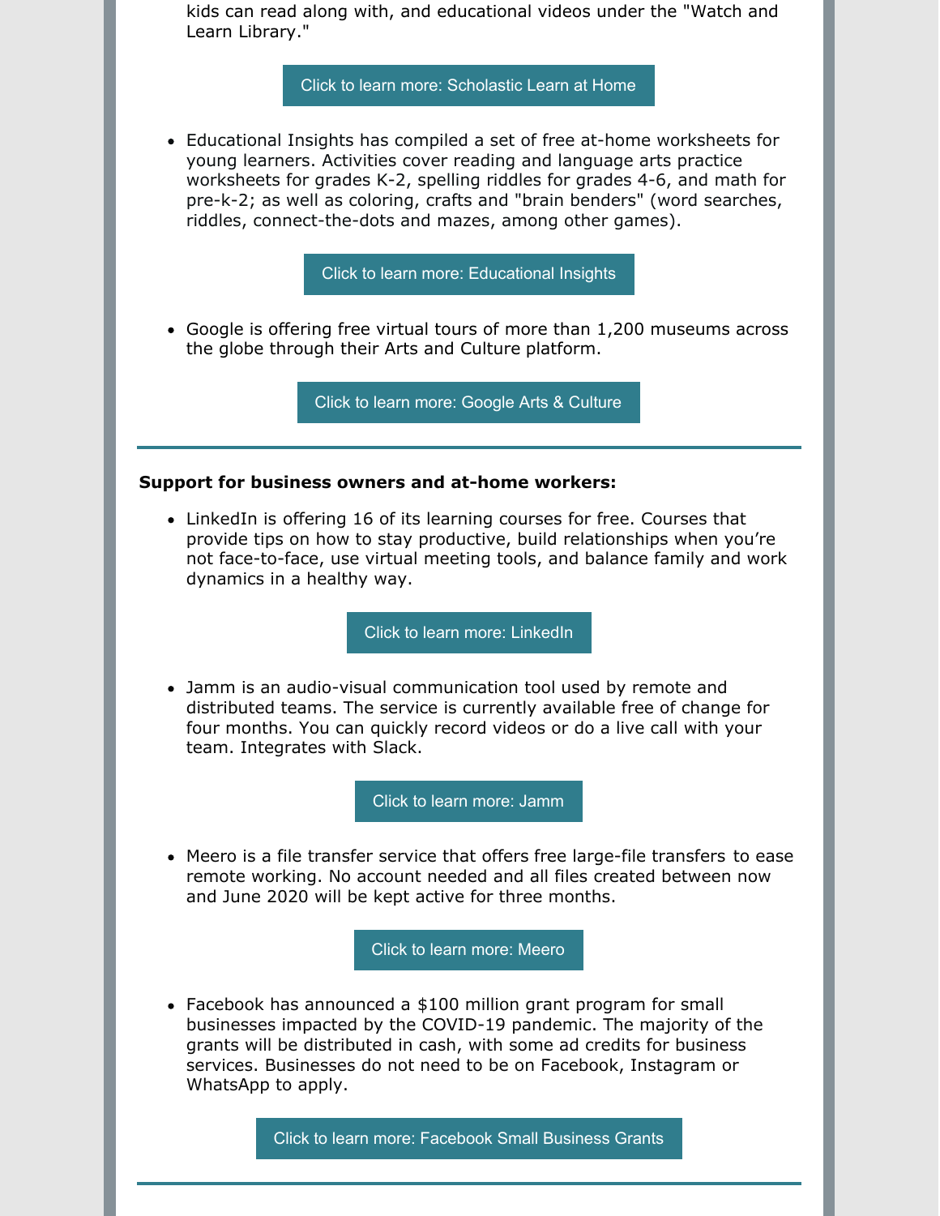kids can read along with, and educational videos under the "Watch and Learn Library."

Click to learn more: Scholastic Learn at Home

- Educational Insights has compiled a set of free at-home worksheets for young learners. Activities cover reading and language arts practice worksheets for grades K-2, spelling riddles for grades 4-6, and math for pre-k-2; as well as coloring, crafts and "brain benders" (word searches, riddles, connect-the-dots and mazes, among other games).

Click to learn more: Educational Insights

- Google is offering free virtual tours of more than 1,200 museums across the globe through their Arts and Culture platform.

Click to learn more: Google Arts & Culture

---

**Support for business owners and at-home workers:**

- LinkedIn is offering 16 of its learning courses for free. Courses that provide tips on how to stay productive, build relationships when you're not face-to-face, use virtual meeting tools, and balance family and work dynamics in a healthy way.

Click to learn more: LinkedIn

- Jamm is an audio-visual communication tool used by remote and distributed teams. The service is currently available free of change for four months. You can quickly record videos or do a live call with your team. Integrates with Slack.

Click to learn more: Jamm

- Meero is a file transfer service that offers free large-file transfers to ease remote working. No account needed and all files created between now and June 2020 will be kept active for three months.

Click to learn more: Meero

- Facebook has announced a $100 million grant program for small businesses impacted by the COVID-19 pandemic. The majority of the grants will be distributed in cash, with some ad credits for business services. Businesses do not need to be on Facebook, Instagram or WhatsApp to apply.

Click to learn more: Facebook Small Business Grants

---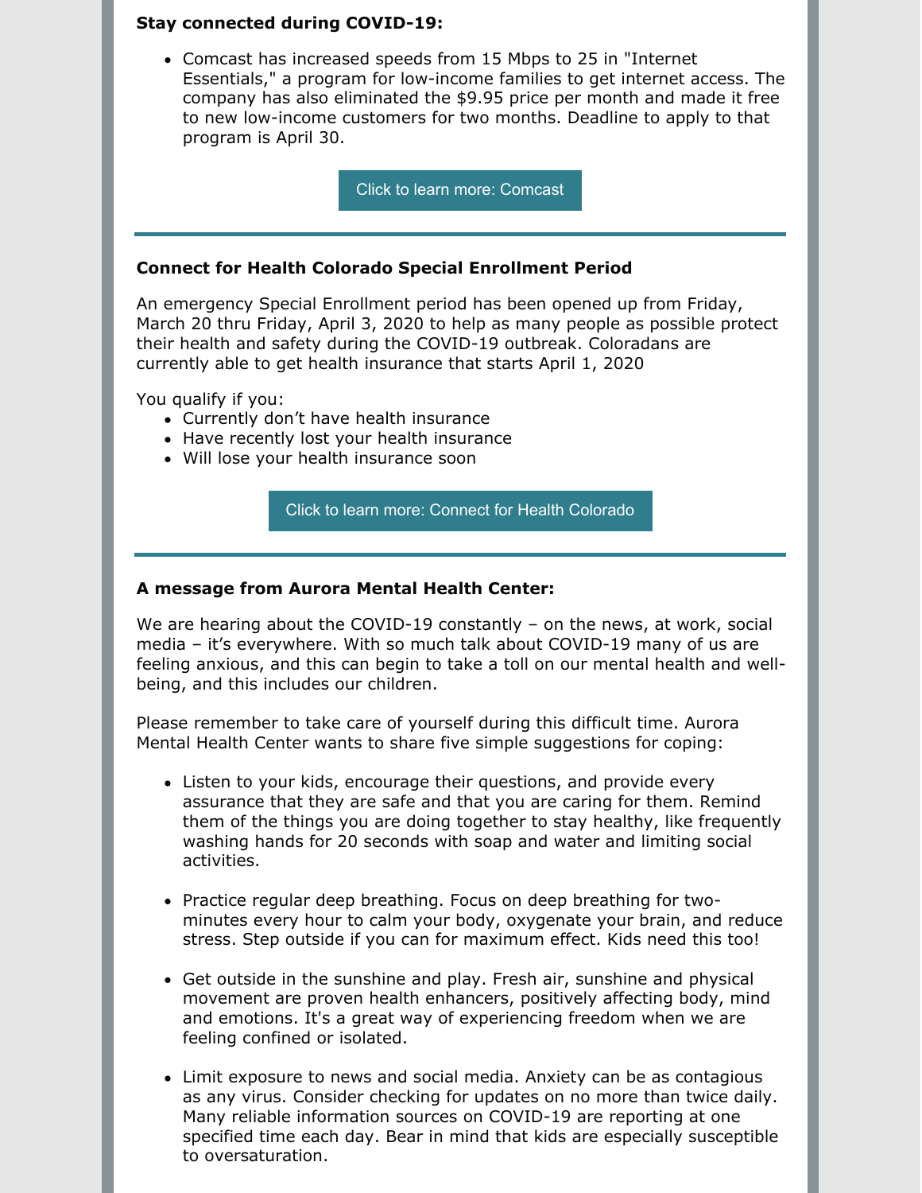**Stay connected during COVID-19:**

- Comcast has increased speeds from 15 Mbps to 25 in "Internet Essentials," a program for low-income families to get internet access. The company has also eliminated the $9.95 price per month and made it free to new low-income customers for two months. Deadline to apply to that program is April 30.

Click to learn more: Comcast

---

**Connect for Health Colorado Special Enrollment Period**

An emergency Special Enrollment period has been opened up from Friday, March 20 thru Friday, April 3, 2020 to help as many people as possible protect their health and safety during the COVID-19 outbreak. Coloradans are currently able to get health insurance that starts April 1, 2020

You qualify if you:

- Currently don't have health insurance
- Have recently lost your health insurance
- Will lose your health insurance soon

Click to learn more: Connect for Health Colorado

---

**A message from Aurora Mental Health Center:**

We are hearing about the COVID-19 constantly – on the news, at work, social media – it's everywhere. With so much talk about COVID-19 many of us are feeling anxious, and this can begin to take a toll on our mental health and well-being, and this includes our children.

Please remember to take care of yourself during this difficult time. Aurora Mental Health Center wants to share five simple suggestions for coping:

- Listen to your kids, encourage their questions, and provide every assurance that they are safe and that you are caring for them. Remind them of the things you are doing together to stay healthy, like frequently washing hands for 20 seconds with soap and water and limiting social activities.

- Practice regular deep breathing. Focus on deep breathing for two-minutes every hour to calm your body, oxygenate your brain, and reduce stress. Step outside if you can for maximum effect. Kids need this too!

- Get outside in the sunshine and play. Fresh air, sunshine and physical movement are proven health enhancers, positively affecting body, mind and emotions. It's a great way of experiencing freedom when we are feeling confined or isolated.

- Limit exposure to news and social media. Anxiety can be as contagious as any virus. Consider checking for updates on no more than twice daily. Many reliable information sources on COVID-19 are reporting at one specified time each day. Bear in mind that kids are especially susceptible to oversaturation.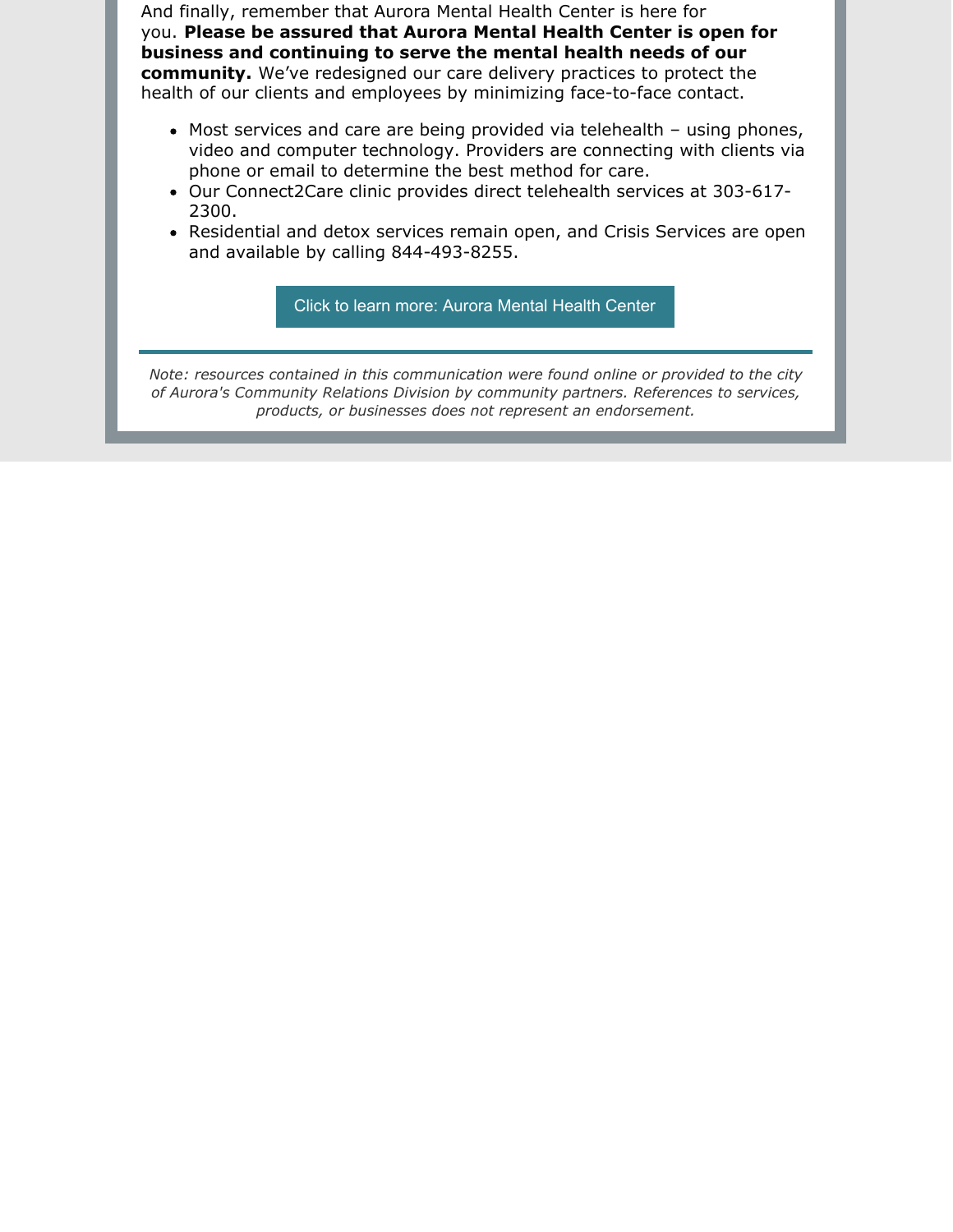And finally, remember that Aurora Mental Health Center is here for you. **Please be assured that Aurora Mental Health Center is open for business and continuing to serve the mental health needs of our community.** We've redesigned our care delivery practices to protect the health of our clients and employees by minimizing face-to-face contact.

- Most services and care are being provided via telehealth – using phones, video and computer technology. Providers are connecting with clients via phone or email to determine the best method for care.
- Our Connect2Care clinic provides direct telehealth services at 303-617-2300.
- Residential and detox services remain open, and Crisis Services are open and available by calling 844-493-8255.

Click to learn more: Aurora Mental Health Center

---

*Note: resources contained in this communication were found online or provided to the city of Aurora's Community Relations Division by community partners. References to services, products, or businesses does not represent an endorsement.*